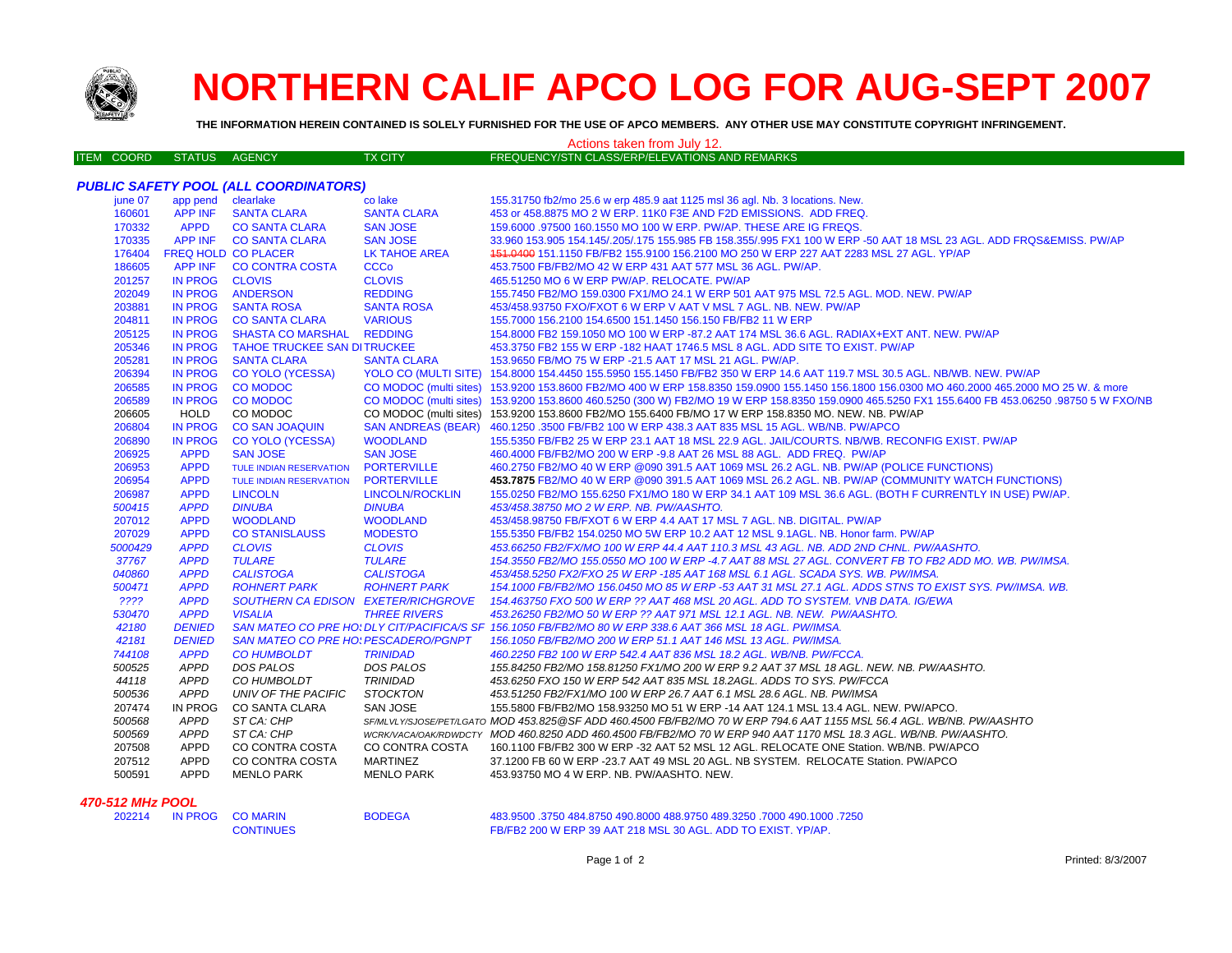# NORTHERN CALIF APCO LOG FOR AUG-SEPT 2007

**THE INFORMATION HEREIN CONTAINED IS SOLELY FURNISHED FOR THE USE OF APCO MEMBERS. ANY OTHER USE MAY CONSTITUTE COPYRIGHT INFRINGEMENT.**

Actions taken from July 12.

| ITEM COORD | STATUS | AGENCY | TX CITY | FREQUENCY/STN CLASS/ERP/ELEVATIONS AND REMARKS |
|---|---|---|---|---|
| ***PUBLIC SAFETY POOL (ALL COORDINATORS)*** | | | | |
| june 07 | app pend | clearlake | co lake | 155.31750 fb2/mo 25.6 w erp 485.9 aat 1125 msl 36 agl. Nb. 3 locations. New. |
| 160601 | APP INF | SANTA CLARA | SANTA CLARA | 453 or 458.8875 MO 2 W ERP. 11K0 F3E AND F2D EMISSIONS. ADD FREQ. |
| 170332 | APPD | CO SANTA CLARA | SAN JOSE | 159.6000 .97500 160.1550 MO 100 W ERP. PW/AP. THESE ARE IG FREQS. |
| 170335 | APP INF | CO SANTA CLARA | SAN JOSE | 33.960 153.905 154.145/.205/.175 155.985 FB 158.355/.995 FX1 100 W ERP -50 AAT 18 MSL 23 AGL. ADD FRQS&EMISS. PW/AP |
| 176404 | FREQ HOLD | CO PLACER | LK TAHOE AREA | ~~151.0400~~ 151.1150 FB/FB2 155.9100 156.2100 MO 250 W ERP 227 AAT 2283 MSL 27 AGL. YP/AP |
| 186605 | APP INF | CO CONTRA COSTA | CCCo | 453.7500 FB/FB2/MO 42 W ERP 431 AAT 577 MSL 36 AGL. PW/AP. |
| 201257 | IN PROG | CLOVIS | CLOVIS | 465.51250 MO 6 W ERP PW/AP. RELOCATE. PW/AP |
| 202049 | IN PROG | ANDERSON | REDDING | 155.7450 FB2/MO 159.0300 FX1/MO 24.1 W ERP 501 AAT 975 MSL 72.5 AGL. MOD. NEW. PW/AP |
| 203881 | IN PROG | SANTA ROSA | SANTA ROSA | 453/458.93750 FXO/FXOT 6 W ERP V AAT V MSL 7 AGL. NB. NEW. PW/AP |
| 204811 | IN PROG | CO SANTA CLARA | VARIOUS | 155.7000 156.2100 154.6500 151.1450 156.150 FB/FB2 11 W ERP |
| 205125 | IN PROG | SHASTA CO MARSHAL | REDDING | 154.8000 FB2 159.1050 MO 100 W ERP -87.2 AAT 174 MSL 36.6 AGL. RADIAX+EXT ANT. NEW. PW/AP |
| 205346 | IN PROG | TAHOE TRUCKEE SAN DI | TRUCKEE | 453.3750 FB2 155 W ERP -182 HAAT 1746.5 MSL 8 AGL. ADD SITE TO EXIST. PW/AP |
| 205281 | IN PROG | SANTA CLARA | SANTA CLARA | 153.9650 FB/MO 75 W ERP -21.5 AAT 17 MSL 21 AGL. PW/AP. |
| 206394 | IN PROG | CO YOLO (YCESSA) | YOLO CO (MULTI SITE) | 154.8000 154.4450 155.5950 155.1450 FB/FB2 350 W ERP 14.6 AAT 119.7 MSL 30.5 AGL. NB/WB. NEW. PW/AP |
| 206585 | IN PROG | CO MODOC | CO MODOC (multi sites) | 153.9200 153.8600 FB2/MO 400 W ERP 158.8350 159.0900 155.1450 156.1800 156.0300 MO 460.2000 465.2000 MO 25 W. & more |
| 206589 | IN PROG | CO MODOC | CO MODOC (multi sites) | 153.9200 153.8600 460.5250 (300 W) FB2/MO 19 W ERP 158.8350 159.0900 465.5250 FX1 155.6400 FB 453.06250 .98750 5 W FXO/NB |
| 206605 | HOLD | CO MODOC | CO MODOC (multi sites) | 153.9200 153.8600 FB2/MO 155.6400 FB/MO 17 W ERP 158.8350 MO. NEW. NB. PW/AP |
| 206804 | IN PROG | CO SAN JOAQUIN | SAN ANDREAS (BEAR) | 460.1250 .3500 FB/FB2 100 W ERP 438.3 AAT 835 MSL 15 AGL. WB/NB. PW/APCO |
| 206890 | IN PROG | CO YOLO (YCESSA) | WOODLAND | 155.5350 FB/FB2 25 W ERP 23.1 AAT 18 MSL 22.9 AGL. JAIL/COURTS. NB/WB. RECONFIG EXIST. PW/AP |
| 206925 | APPD | SAN JOSE | SAN JOSE | 460.4000 FB/FB2/MO 200 W ERP -9.8 AAT 26 MSL 88 AGL. ADD FREQ. PW/AP |
| 206953 | APPD | TULE INDIAN RESERVATION | PORTERVILLE | 460.2750 FB/FB2/MO 40 W ERP @090 391.5 AAT 1069 MSL 26.2 AGL. NB. PW/AP (POLICE FUNCTIONS) |
| 206954 | APPD | TULE INDIAN RESERVATION | PORTERVILLE | **453.7875** FB2/MO 40 W ERP @090 391.5 AAT 1069 MSL 26.2 AGL. NB. PW/AP (COMMUNITY WATCH FUNCTIONS) |
| 206987 | APPD | LINCOLN | LINCOLN/ROCKLIN | 155.0250 FB2/MO 155.6250 FX1/MO 180 W ERP 34.1 AAT 109 MSL 36.6 AGL. (BOTH F CURRENTLY IN USE) PW/AP. |
| *500415* | *APPD* | *DINUBA* | *DINUBA* | *453/458.38750 MO 2 W ERP. NB. PW/AASHTO.* |
| 207012 | APPD | WOODLAND | WOODLAND | 453/458.98750 FB/FXOT 6 W ERP 4.4 AAT 17 MSL 7 AGL. NB. DIGITAL. PW/AP |
| 207029 | APPD | CO STANISLAUSS | MODESTO | 155.5350 FB/FB2 154.0250 MO 5W ERP 10.2 AAT 12 MSL 9.1AGL. NB. Honor farm. PW/AP |
| *5000429* | *APPD* | *CLOVIS* | *CLOVIS* | *453.66250 FB2/FX/MO 100 W ERP 44.4 AAT 110.3 MSL 43 AGL. NB. ADD 2ND CHNL. PW/AASHTO.* |
| *37767* | *APPD* | *TULARE* | *TULARE* | *154.3550 FB2/MO 155.0550 MO 100 W ERP -4.7 AAT 88 MSL 27 AGL. CONVERT FB TO FB2 ADD MO. WB. PW/IMSA.* |
| *040860* | *APPD* | *CALISTOGA* | *CALISTOGA* | *453/458.5250 FX2/FXO 25 W ERP -185 AAT 168 MSL 6.1 AGL. SCADA SYS. WB. PW/IMSA.* |
| *500471* | *APPD* | *ROHNERT PARK* | *ROHNERT PARK* | *154.1000 FB/FB2/MO 156.0450 MO 85 W ERP -53 AAT 31 MSL 27.1 AGL. ADDS STNS TO EXIST SYS. PW/IMSA. WB.* |
| *????* | *APPD* | *SOUTHERN CA EDISON* | *EXETER/RICHGROVE* | *154.463750 FXO 500 W ERP ?? AAT 468 MSL 20 AGL. ADD TO SYSTEM. VNB DATA. IG/EWA* |
| *530470* | *APPD* | *VISALIA* | *THREE RIVERS* | *453.26250 FB2/MO 50 W ERP ?? AAT 971 MSL 12.1 AGL. NB. NEW. PW/AASHTO.* |
| *42180* | *DENIED* | *SAN MATEO CO PRE HO:* | *DLY CIT/PACIFICA/S SF* | *156.1050 FB/FB2/MO 80 W ERP 338.6 AAT 366 MSL 18 AGL. PW/IMSA.* |
| *42181* | *DENIED* | *SAN MATEO CO PRE HO:* | *PESCADERO/PGNPT* | *156.1050 FB/FB2/MO 200 W ERP 51.1 AAT 146 MSL 13 AGL. PW/IMSA.* |
| *744108* | *APPD* | *CO HUMBOLDT* | *TRINIDAD* | *460.2250 FB2 100 W ERP 542.4 AAT 836 MSL 18.2 AGL. WB/NB. PW/FCCA.* |
| *500525* | *APPD* | *DOS PALOS* | *DOS PALOS* | *155.84250 FB2/MO 158.81250 FX1/MO 200 W ERP 9.2 AAT 37 MSL 18 AGL. NEW. NB. PW/AASHTO.* |
| *44118* | *APPD* | *CO HUMBOLDT* | *TRINIDAD* | *453.6250 FXO 150 W ERP 542 AAT 835 MSL 18.2AGL. ADDS TO SYS. PW/FCCA* |
| *500536* | *APPD* | *UNIV OF THE PACIFIC* | *STOCKTON* | *453.51250 FB2/FX1/MO 100 W ERP 26.7 AAT 6.1 MSL 28.6 AGL. NB. PW/IMSA* |
| 207474 | IN PROG | CO SANTA CLARA | SAN JOSE | 155.5800 FB/FB2/MO 158.93250 MO 51 W ERP -14 AAT 124.1 MSL 13.4 AGL. NEW. PW/APCO. |
| *500568* | *APPD* | *ST CA: CHP* | *SF/MLVLY/SJOSE/PET/LGATO* | *MOD 453.825@SF ADD 460.4500 FB/FB2/MO 70 W ERP 794.6 AAT 1155 MSL 56.4 AGL. WB/NB. PW/AASHTO* |
| *500569* | *APPD* | *ST CA: CHP* | *WCRK/VACA/OAK/RDWDCTY* | *MOD 460.8250 ADD 460.4500 FB/FB2/MO 70 W ERP 940 AAT 1170 MSL 18.3 AGL. WB/NB. PW/AASHTO.* |
| 207508 | APPD | CO CONTRA COSTA | CO CONTRA COSTA | 160.1100 FB/FB2 300 W ERP -32 AAT 52 MSL 12 AGL. RELOCATE ONE Station. WB/NB. PW/APCO |
| 207512 | APPD | CO CONTRA COSTA | MARTINEZ | 37.1200 FB 60 W ERP -23.7 AAT 49 MSL 20 AGL. NB SYSTEM. RELOCATE Station. PW/APCO |
| 500591 | APPD | MENLO PARK | MENLO PARK | 453.93750 MO 4 W ERP. NB. PW/AASHTO. NEW. |
| ***470-512 MHz POOL*** | | | | |
| 202214 | IN PROG | CO MARIN | BODEGA | 483.9500 .3750 484.8750 490.8000 488.9750 489.3250 .7000 490.1000 .7250 |
| | | CONTINUES | | FB/FB2 200 W ERP 39 AAT 218 MSL 30 AGL. ADD TO EXIST. YP/AP. |

Printed: 8/3/2007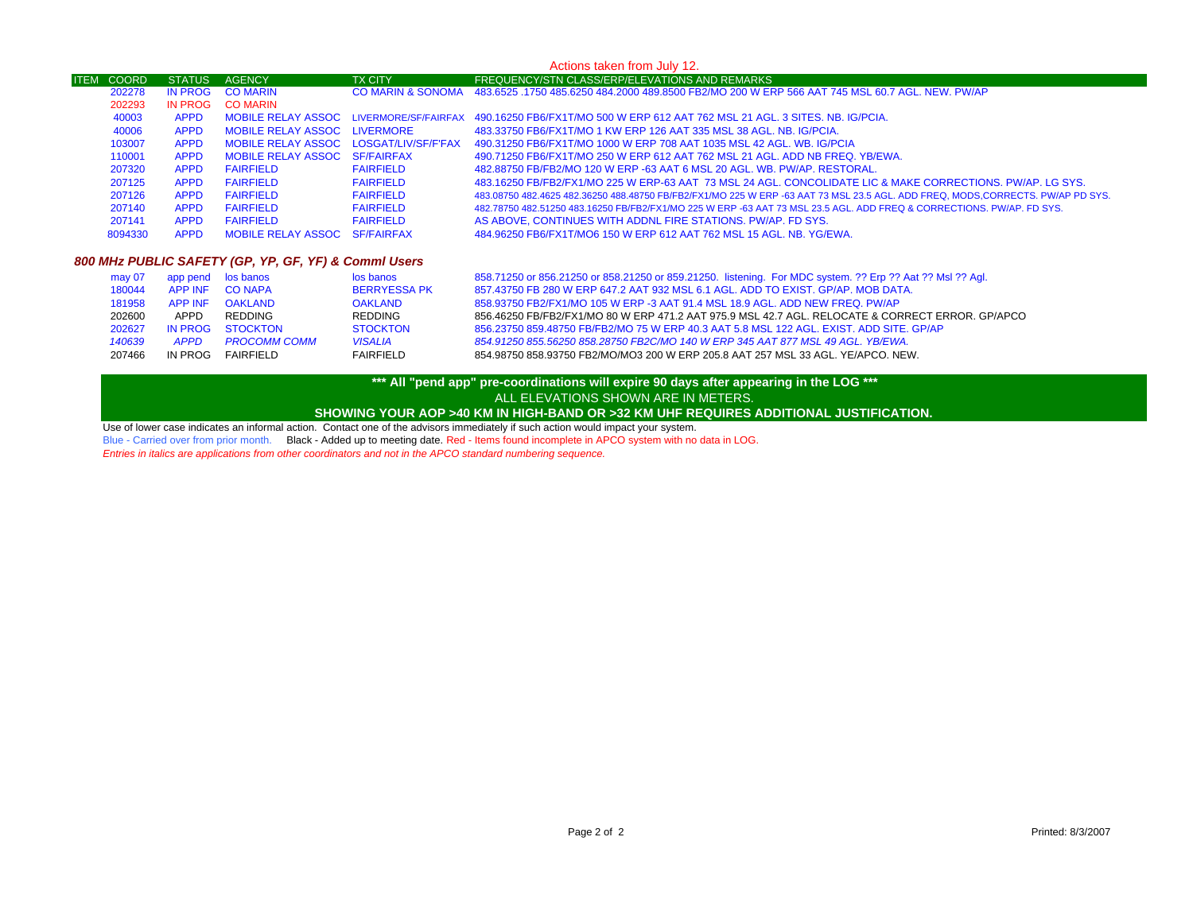Actions taken from July 12.

| ITEM | COORD | STATUS | AGENCY | TX CITY | FREQUENCY/STN CLASS/ERP/ELEVATIONS AND REMARKS |
|---|---|---|---|---|---|
| | 202278 | IN PROG | CO MARIN | CO MARIN & SONOMA | 483.6525 .1750 485.6250 484.2000 489.8500 FB2/MO 200 W ERP 566 AAT 745 MSL 60.7 AGL. NEW. PW/AP |
| | 202293 | IN PROG | CO MARIN | | |
| | 40003 | APPD | MOBILE RELAY ASSOC | LIVERMORE/SF/FAIRFAX | 490.16250 FB6/FX1T/MO 500 W ERP 612 AAT 762 MSL 21 AGL. 3 SITES. NB. IG/PCIA. |
| | 40006 | APPD | MOBILE RELAY ASSOC | LIVERMORE | 483.33750 FB6/FX1T/MO 1 KW ERP 126 AAT 335 MSL 38 AGL. NB. IG/PCIA. |
| | 103007 | APPD | MOBILE RELAY ASSOC | LOSGAT/LIV/SF/F'FAX | 490.31250 FB6/FX1T/MO 1000 W ERP 708 AAT 1035 MSL 42 AGL. WB. IG/PCIA |
| | 110001 | APPD | MOBILE RELAY ASSOC | SF/FAIRFAX | 490.71250 FB6/FX1T/MO 250 W ERP 612 AAT 762 MSL 21 AGL. ADD NB FREQ. YB/EWA. |
| | 207320 | APPD | FAIRFIELD | FAIRFIELD | 482.88750 FB/FB2/MO 120 W ERP -63 AAT 6 MSL 20 AGL. WB. PW/AP. RESTORAL. |
| | 207125 | APPD | FAIRFIELD | FAIRFIELD | 483.16250 FB/FB2/FX1/MO 225 W ERP-63 AAT 73 MSL 24 AGL. CONCOLIDATE LIC & MAKE CORRECTIONS. PW/AP. LG SYS. |
| | 207126 | APPD | FAIRFIELD | FAIRFIELD | 483.08750 482.4625 482.36250 488.48750 FB/FB2/FX1/MO 225 W ERP -63 AAT 73 MSL 23.5 AGL. ADD FREQ, MODS,CORRECTS. PW/AP PD SYS. |
| | 207140 | APPD | FAIRFIELD | FAIRFIELD | 482.78750 482.51250 483.16250 FB/FB2/FX1/MO 225 W ERP -63 AAT 73 MSL 23.5 AGL. ADD FREQ & CORRECTIONS. PW/AP. FD SYS. |
| | 207141 | APPD | FAIRFIELD | FAIRFIELD | AS ABOVE, CONTINUES WITH ADDNL FIRE STATIONS. PW/AP. FD SYS. |
| | 8094330 | APPD | MOBILE RELAY ASSOC | SF/FAIRFAX | 484.96250 FB6/FX1T/MO6 150 W ERP 612 AAT 762 MSL 15 AGL. NB. YG/EWA. |

## *800 MHz PUBLIC SAFETY (GP, YP, GF, YF) & Comml Users*

| | | | | |
|---|---|---|---|---|
| may 07 | app pend | los banos | los banos | 858.71250 or 856.21250 or 858.21250 or 859.21250. listening. For MDC system. ?? Erp ?? Aat ?? Msl ?? Agl. |
| 180044 | APP INF | CO NAPA | BERRYESSA PK | 857.43750 FB 280 W ERP 647.2 AAT 932 MSL 6.1 AGL. ADD TO EXIST. GP/AP. MOB DATA. |
| 181958 | APP INF | OAKLAND | OAKLAND | 858.93750 FB2/FX1/MO 105 W ERP -3 AAT 91.4 MSL 18.9 AGL. ADD NEW FREQ. PW/AP |
| 202600 | APPD | REDDING | REDDING | 856.46250 FB/FB2/FX1/MO 80 W ERP 471.2 AAT 975.9 MSL 42.7 AGL. RELOCATE & CORRECT ERROR. GP/APCO |
| 202627 | IN PROG | STOCKTON | STOCKTON | 856.23750 859.48750 FB/FB2/MO 75 W ERP 40.3 AAT 5.8 MSL 122 AGL. EXIST. ADD SITE. GP/AP |
| *140639* | *APPD* | *PROCOMM COMM* | *VISALIA* | *854.91250 855.56250 858.28750 FB2C/MO 140 W ERP 345 AAT 877 MSL 49 AGL. YB/EWA.* |
| 207466 | IN PROG | FAIRFIELD | FAIRFIELD | 854.98750 858.93750 FB2/MO/MO3 200 W ERP 205.8 AAT 257 MSL 33 AGL. YE/APCO. NEW. |

**\*\*\* All "pend app" pre-coordinations will expire 90 days after appearing in the LOG \*\*\***

ALL ELEVATIONS SHOWN ARE IN METERS.

**SHOWING YOUR AOP >40 KM IN HIGH-BAND OR >32 KM UHF REQUIRES ADDITIONAL JUSTIFICATION.**

Use of lower case indicates an informal action. Contact one of the advisors immediately if such action would impact your system.

Blue - Carried over from prior month. Black - Added up to meeting date. Red - Items found incomplete in APCO system with no data in LOG.

*Entries in italics are applications from other coordinators and not in the APCO standard numbering sequence.*

Printed: 8/3/2007